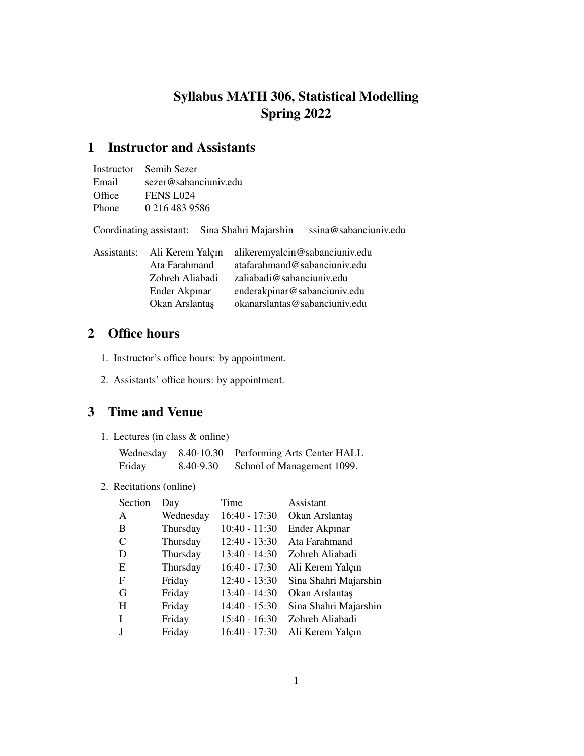# Syllabus MATH 306, Statistical Modelling
# Spring 2022

## 1 Instructor and Assistants

| | |
|---|---|
| Instructor | Semih Sezer |
| Email | sezer@sabanciuniv.edu |
| Office | FENS L024 |
| Phone | 0 216 483 9586 |

Coordinating assistant: Sina Shahri Majarshin ssina@sabanciuniv.edu

| | | |
|---|---|---|
| Assistants: | Ali Kerem Yalçın | alikeremyalcin@sabanciuniv.edu |
| | Ata Farahmand | atafarahmand@sabanciuniv.edu |
| | Zohreh Aliabadi | zaliabadi@sabanciuniv.edu |
| | Ender Akpınar | enderakpinar@sabanciuniv.edu |
| | Okan Arslantaş | okanarslantas@sabanciuniv.edu |

## 2 Office hours

1. Instructor's office hours: by appointment.
2. Assistants' office hours: by appointment.

## 3 Time and Venue

1. Lectures (in class & online)

| | | |
|---|---|---|
| Wednesday | 8.40-10.30 | Performing Arts Center HALL |
| Friday | 8.40-9.30 | School of Management 1099. |

2. Recitations (online)

| Section | Day | Time | Assistant |
|---|---|---|---|
| A | Wednesday | 16:40 - 17:30 | Okan Arslantaş |
| B | Thursday | 10:40 - 11:30 | Ender Akpınar |
| C | Thursday | 12:40 - 13:30 | Ata Farahmand |
| D | Thursday | 13:40 - 14:30 | Zohreh Aliabadi |
| E | Thursday | 16:40 - 17:30 | Ali Kerem Yalçın |
| F | Friday | 12:40 - 13:30 | Sina Shahri Majarshin |
| G | Friday | 13:40 - 14:30 | Okan Arslantaş |
| H | Friday | 14:40 - 15:30 | Sina Shahri Majarshin |
| I | Friday | 15:40 - 16:30 | Zohreh Aliabadi |
| J | Friday | 16:40 - 17:30 | Ali Kerem Yalçın |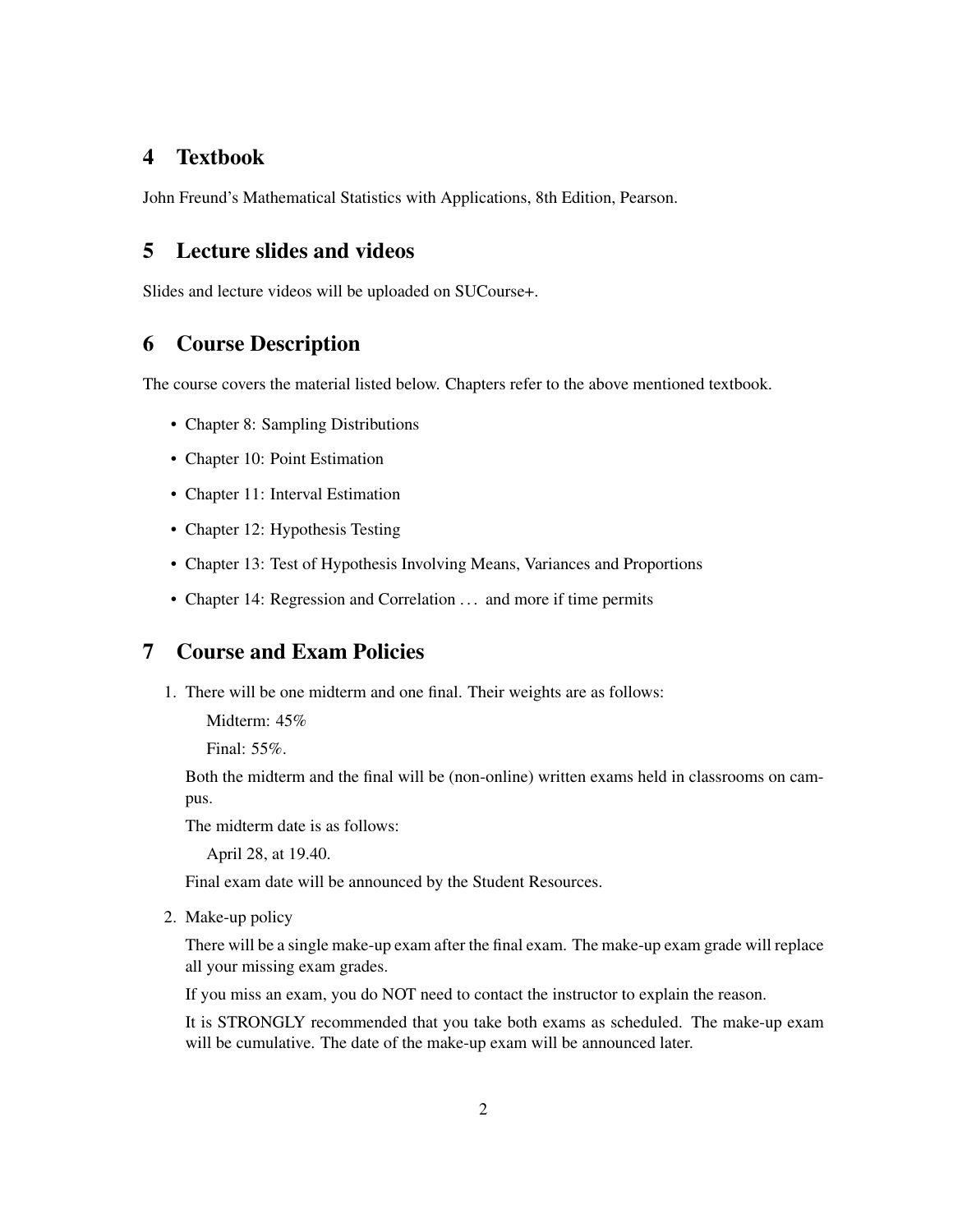## 4 Textbook

John Freund's Mathematical Statistics with Applications, 8th Edition, Pearson.

## 5 Lecture slides and videos

Slides and lecture videos will be uploaded on SUCourse+.

## 6 Course Description

The course covers the material listed below. Chapters refer to the above mentioned textbook.

- Chapter 8: Sampling Distributions
- Chapter 10: Point Estimation
- Chapter 11: Interval Estimation
- Chapter 12: Hypothesis Testing
- Chapter 13: Test of Hypothesis Involving Means, Variances and Proportions
- Chapter 14: Regression and Correlation … and more if time permits

## 7 Course and Exam Policies

1. There will be one midterm and one final. Their weights are as follows:

   Midterm: 45%

   Final: 55%.

   Both the midterm and the final will be (non-online) written exams held in classrooms on campus.

   The midterm date is as follows:

   April 28, at 19.40.

   Final exam date will be announced by the Student Resources.

2. Make-up policy

   There will be a single make-up exam after the final exam. The make-up exam grade will replace all your missing exam grades.

   If you miss an exam, you do NOT need to contact the instructor to explain the reason.

   It is STRONGLY recommended that you take both exams as scheduled. The make-up exam will be cumulative. The date of the make-up exam will be announced later.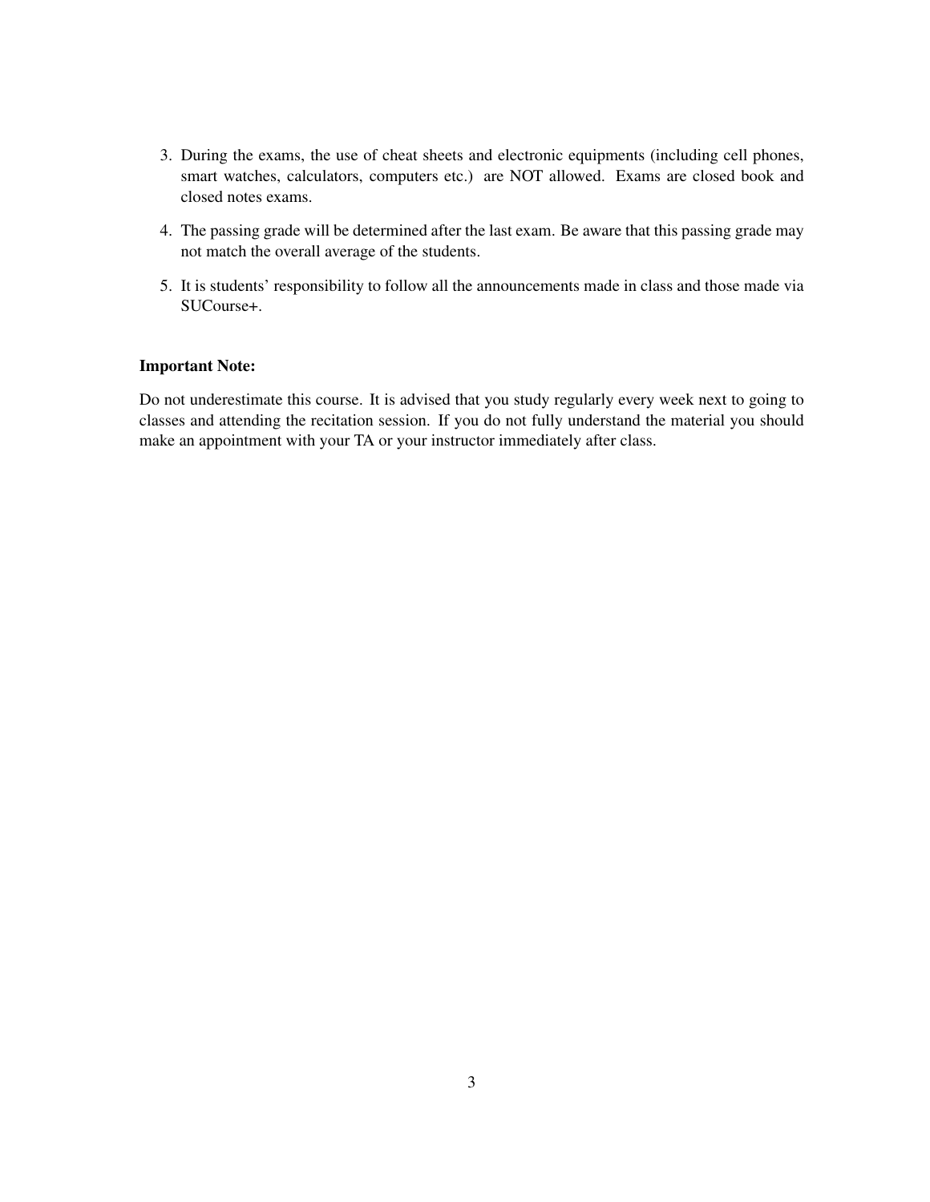3. During the exams, the use of cheat sheets and electronic equipments (including cell phones, smart watches, calculators, computers etc.) are NOT allowed. Exams are closed book and closed notes exams.

4. The passing grade will be determined after the last exam. Be aware that this passing grade may not match the overall average of the students.

5. It is students' responsibility to follow all the announcements made in class and those made via SUCourse+.

**Important Note:**

Do not underestimate this course. It is advised that you study regularly every week next to going to classes and attending the recitation session. If you do not fully understand the material you should make an appointment with your TA or your instructor immediately after class.